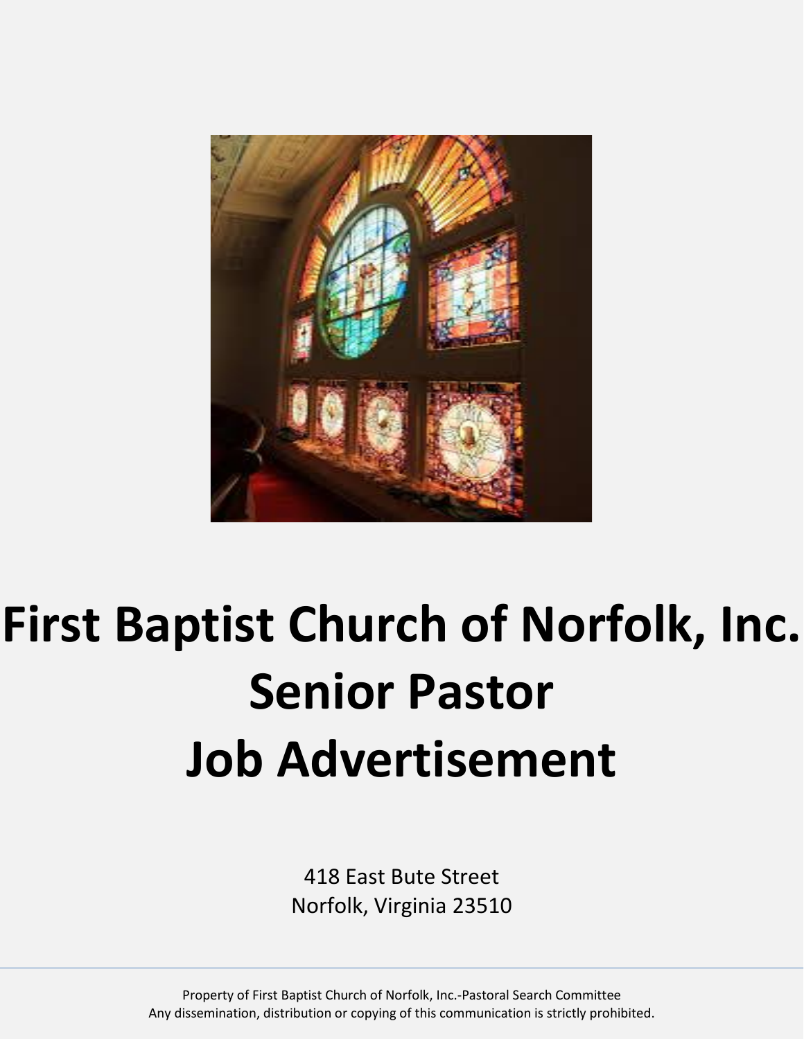# First Baptist Church of Norfolk, Inc.
# Senior Pastor
# Job Advertisement

418 East Bute Street
Norfolk, Virginia 23510

Property of First Baptist Church of Norfolk, Inc.-Pastoral Search Committee
Any dissemination, distribution or copying of this communication is strictly prohibited.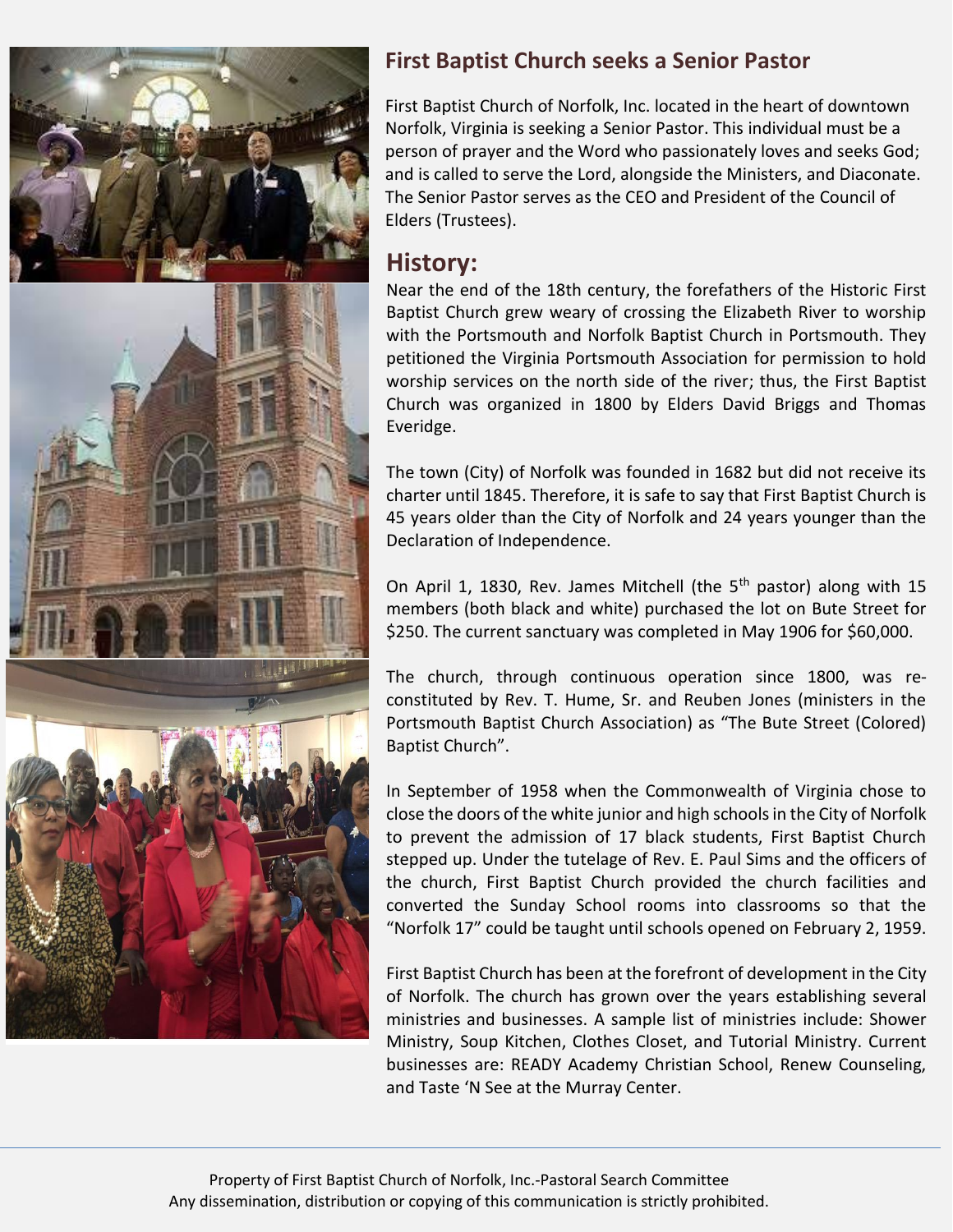## First Baptist Church seeks a Senior Pastor

First Baptist Church of Norfolk, Inc. located in the heart of downtown Norfolk, Virginia is seeking a Senior Pastor. This individual must be a person of prayer and the Word who passionately loves and seeks God; and is called to serve the Lord, alongside the Ministers, and Diaconate. The Senior Pastor serves as the CEO and President of the Council of Elders (Trustees).

## History:

Near the end of the 18th century, the forefathers of the Historic First Baptist Church grew weary of crossing the Elizabeth River to worship with the Portsmouth and Norfolk Baptist Church in Portsmouth. They petitioned the Virginia Portsmouth Association for permission to hold worship services on the north side of the river; thus, the First Baptist Church was organized in 1800 by Elders David Briggs and Thomas Everidge.

The town (City) of Norfolk was founded in 1682 but did not receive its charter until 1845. Therefore, it is safe to say that First Baptist Church is 45 years older than the City of Norfolk and 24 years younger than the Declaration of Independence.

On April 1, 1830, Rev. James Mitchell (the 5th pastor) along with 15 members (both black and white) purchased the lot on Bute Street for $250. The current sanctuary was completed in May 1906 for $60,000.

The church, through continuous operation since 1800, was re-constituted by Rev. T. Hume, Sr. and Reuben Jones (ministers in the Portsmouth Baptist Church Association) as “The Bute Street (Colored) Baptist Church”.

In September of 1958 when the Commonwealth of Virginia chose to close the doors of the white junior and high schools in the City of Norfolk to prevent the admission of 17 black students, First Baptist Church stepped up. Under the tutelage of Rev. E. Paul Sims and the officers of the church, First Baptist Church provided the church facilities and converted the Sunday School rooms into classrooms so that the “Norfolk 17” could be taught until schools opened on February 2, 1959.

First Baptist Church has been at the forefront of development in the City of Norfolk. The church has grown over the years establishing several ministries and businesses. A sample list of ministries include: Shower Ministry, Soup Kitchen, Clothes Closet, and Tutorial Ministry. Current businesses are: READY Academy Christian School, Renew Counseling, and Taste ‘N See at the Murray Center.

Property of First Baptist Church of Norfolk, Inc.-Pastoral Search Committee
Any dissemination, distribution or copying of this communication is strictly prohibited.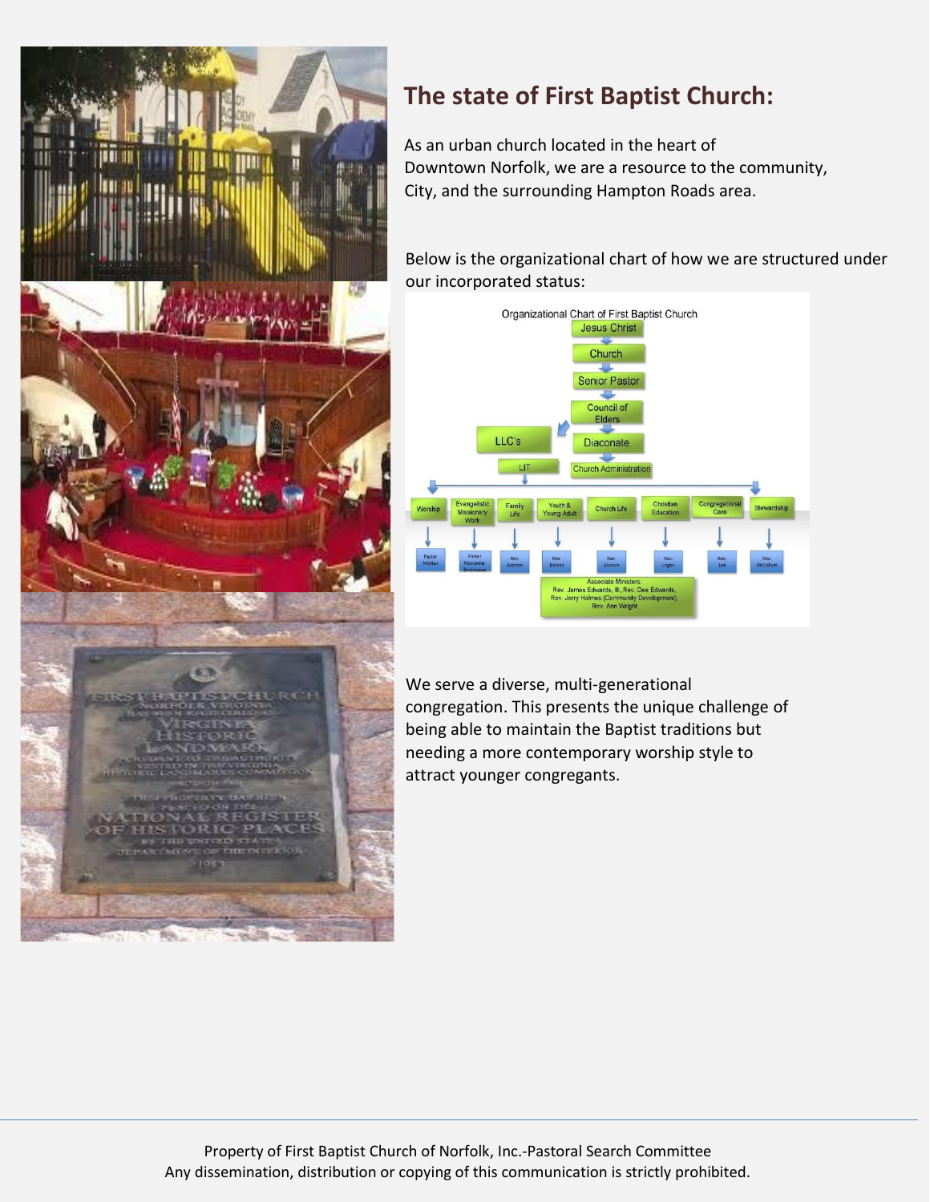## The state of First Baptist Church:

As an urban church located in the heart of Downtown Norfolk, we are a resource to the community, City, and the surrounding Hampton Roads area.

Below is the organizational chart of how we are structured under our incorporated status:

Organizational Chart of First Baptist Church

Jesus Christ

Church

Senior Pastor

Council of Elders

LLC's

Diaconate

LIT

Church Administration

Worship
Evangelistic Missionary Work
Family Life
Youth & Young Adult
Church Life
Christian Education
Congregational Care
Stewardship

Pastor McNair
Pastor Newsome Brickhouse
Rev. Alston
Rev. Barnes
Rev. Alston
Rev. Logan
Rev. Lee
Rev. McCollum

Associate Ministers:
Rev. James Edwards, III, Rev. Dee Edwards,
Rev. Jerry Holmes (Community Development),
Rev. Ann Wright

We serve a diverse, multi-generational congregation. This presents the unique challenge of being able to maintain the Baptist traditions but needing a more contemporary worship style to attract younger congregants.

Property of First Baptist Church of Norfolk, Inc.-Pastoral Search Committee
Any dissemination, distribution or copying of this communication is strictly prohibited.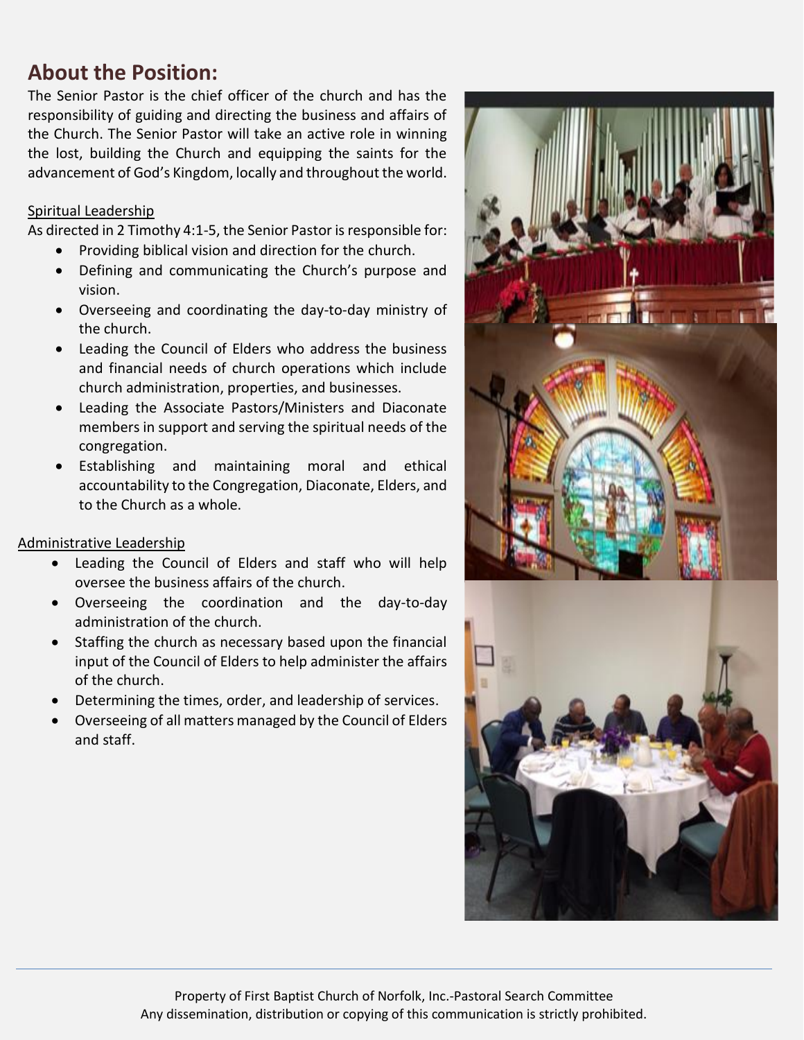## About the Position:

The Senior Pastor is the chief officer of the church and has the responsibility of guiding and directing the business and affairs of the Church. The Senior Pastor will take an active role in winning the lost, building the Church and equipping the saints for the advancement of God's Kingdom, locally and throughout the world.

<u>Spiritual Leadership</u>

As directed in 2 Timothy 4:1-5, the Senior Pastor is responsible for:

- Providing biblical vision and direction for the church.
- Defining and communicating the Church's purpose and vision.
- Overseeing and coordinating the day-to-day ministry of the church.
- Leading the Council of Elders who address the business and financial needs of church operations which include church administration, properties, and businesses.
- Leading the Associate Pastors/Ministers and Diaconate members in support and serving the spiritual needs of the congregation.
- Establishing and maintaining moral and ethical accountability to the Congregation, Diaconate, Elders, and to the Church as a whole.

<u>Administrative Leadership</u>

- Leading the Council of Elders and staff who will help oversee the business affairs of the church.
- Overseeing the coordination and the day-to-day administration of the church.
- Staffing the church as necessary based upon the financial input of the Council of Elders to help administer the affairs of the church.
- Determining the times, order, and leadership of services.
- Overseeing of all matters managed by the Council of Elders and staff.

Property of First Baptist Church of Norfolk, Inc.-Pastoral Search Committee
Any dissemination, distribution or copying of this communication is strictly prohibited.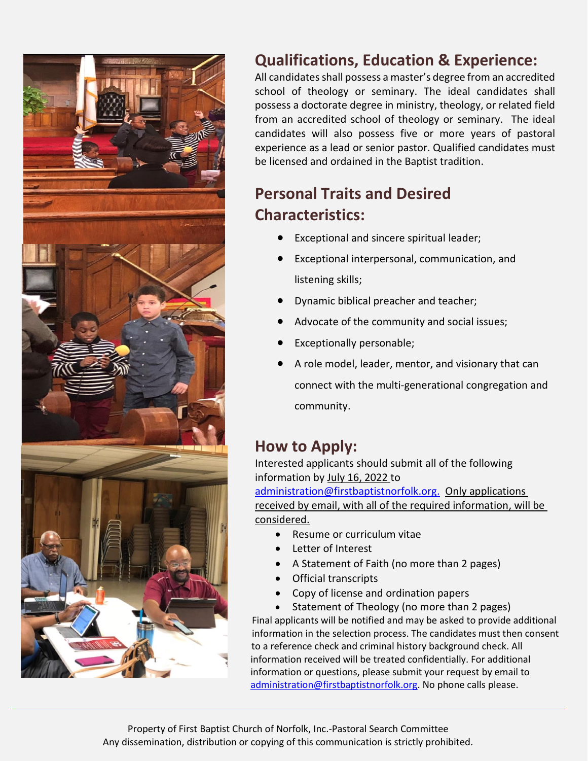## Qualifications, Education & Experience:

All candidates shall possess a master's degree from an accredited school of theology or seminary. The ideal candidates shall possess a doctorate degree in ministry, theology, or related field from an accredited school of theology or seminary. The ideal candidates will also possess five or more years of pastoral experience as a lead or senior pastor. Qualified candidates must be licensed and ordained in the Baptist tradition.

## Personal Traits and Desired Characteristics:

- Exceptional and sincere spiritual leader;
- Exceptional interpersonal, communication, and listening skills;
- Dynamic biblical preacher and teacher;
- Advocate of the community and social issues;
- Exceptionally personable;
- A role model, leader, mentor, and visionary that can connect with the multi-generational congregation and community.

## How to Apply:

Interested applicants should submit all of the following information by July 16, 2022 to administration@firstbaptistnorfolk.org. Only applications received by email, with all of the required information, will be considered.

- Resume or curriculum vitae
- Letter of Interest
- A Statement of Faith (no more than 2 pages)
- Official transcripts
- Copy of license and ordination papers
- Statement of Theology (no more than 2 pages)

Final applicants will be notified and may be asked to provide additional information in the selection process. The candidates must then consent to a reference check and criminal history background check. All information received will be treated confidentially. For additional information or questions, please submit your request by email to administration@firstbaptistnorfolk.org. No phone calls please.

Property of First Baptist Church of Norfolk, Inc.-Pastoral Search Committee
Any dissemination, distribution or copying of this communication is strictly prohibited.